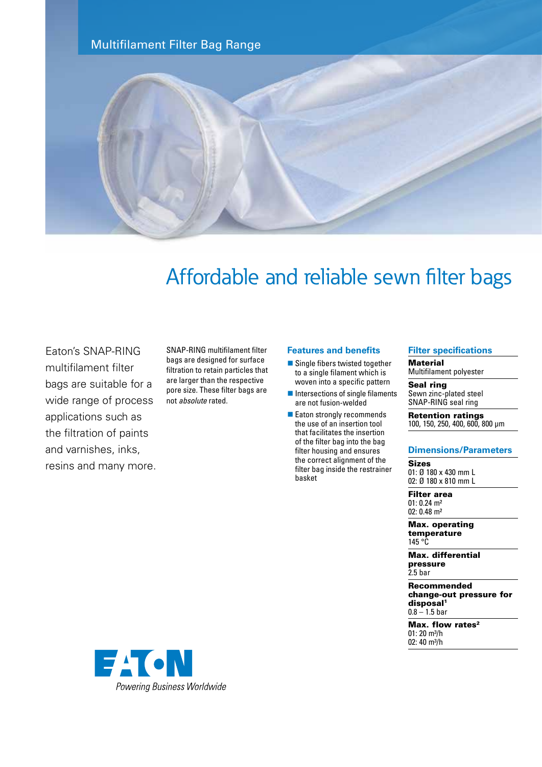Multifilament Filter Bag Range

# Affordable and reliable sewn filter bags

Eaton's SNAP-RING multifilament filter bags are suitable for a wide range of process applications such as the filtration of paints and varnishes, inks, resins and many more.

SNAP-RING multifilament filter bags are designed for surface filtration to retain particles that are larger than the respective pore size. These filter bags are not *absolute* rated.

## Features and benefits

- Single fibers twisted together to a single filament which is woven into a specific pattern
- Intersections of single filaments are not fusion-welded
- Eaton strongly recommends the use of an insertion tool that facilitates the insertion of the filter bag into the bag filter housing and ensures the correct alignment of the filter bag inside the restrainer basket

## Filter specifications

**Material**
Multifilament polyester

**Seal ring**
Sewn zinc-plated steel SNAP-RING seal ring

**Retention ratings**
100, 150, 250, 400, 600, 800 µm

## Dimensions/Parameters

**Sizes**
01: Ø 180 x 430 mm L
02: Ø 180 x 810 mm L

**Filter area**
01: 0.24 m²
02: 0.48 m²

**Max. operating temperature**
145 °C

**Max. differential pressure**
2.5 bar

**Recommended change-out pressure for disposal**[1]
0.8 – 1.5 bar

**Max. flow rates**[2]
01: 20 m³/h
02: 40 m³/h

EATON
*Powering Business Worldwide*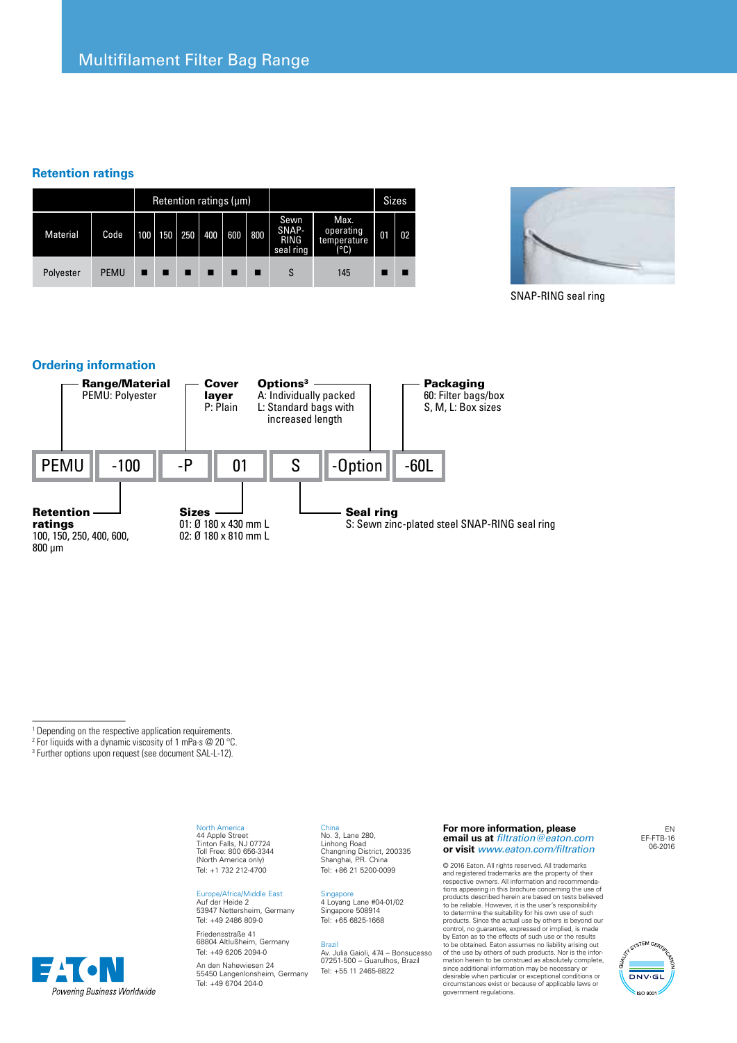# Multifilament Filter Bag Range

## Retention ratings

| Material | Code | Retention ratings (µm) | | | | | | Sewn SNAP-RING seal ring | Max. operating temperature (°C) | Sizes | |
|---|---|---|---|---|---|---|---|---|---|---|---|
| | | 100 | 150 | 250 | 400 | 600 | 800 | | | 01 | 02 |
| Polyester | PEMU | ■ | ■ | ■ | ■ | ■ | ■ | S | 145 | ■ | ■ |

SNAP-RING seal ring

## Ordering information

PEMU -100 -P 01 S -Option -60L

**Range/Material**
PEMU: Polyester

**Retention ratings**
100, 150, 250, 400, 600, 800 µm

**Cover layer**
P: Plain

**Sizes**
01: Ø 180 x 430 mm L
02: Ø 180 x 810 mm L

**Seal ring**
S: Sewn zinc-plated steel SNAP-RING seal ring

**Options**[3]
A: Individually packed
L: Standard bags with increased length

**Packaging**
60: Filter bags/box
S, M, L: Box sizes

---

[1] Depending on the respective application requirements.
[2] For liquids with a dynamic viscosity of 1 mPa·s @ 20 °C.
[3] Further options upon request (see document SAL-L-12).

North America
44 Apple Street
Tinton Falls, NJ 07724
Toll Free: 800 656-3344
(North America only)
Tel: +1 732 212-4700

Europe/Africa/Middle East
Auf der Heide 2
53947 Nettersheim, Germany
Tel: +49 2486 809-0

Friedensstraße 41
68804 Altlußheim, Germany
Tel: +49 6205 2094-0

An den Nahewiesen 24
55450 Langenlonsheim, Germany
Tel: +49 6704 204-0

China
No. 3, Lane 280,
Linhong Road
Changning District, 200335
Shanghai, P.R. China
Tel: +86 21 5200-0099

Singapore
4 Loyang Lane #04-01/02
Singapore 508914
Tel: +65 6825-1668

Brazil
Av. Julia Gaioli, 474 – Bonsucesso
07251-500 – Guarulhos, Brazil
Tel: +55 11 2465-8822

**For more information, please email us at** *filtration@eaton.com* **or visit** *www.eaton.com/filtration*

© 2016 Eaton. All rights reserved. All trademarks and registered trademarks are the property of their respective owners. All information and recommendations appearing in this brochure concerning the use of products described herein are based on tests believed to be reliable. However, it is the user's responsibility to determine the suitability for his own use of such products. Since the actual use by others is beyond our control, no guarantee, expressed or implied, is made by Eaton as to the effects of such use or the results to be obtained. Eaton assumes no liability arising out of the use by others of such products. Nor is the information herein to be construed as absolutely complete, since additional information may be necessary or desirable when particular or exceptional conditions or circumstances exist or because of applicable laws or government regulations.

EN
EF-FTB-16
06-2016

EATON
*Powering Business Worldwide*